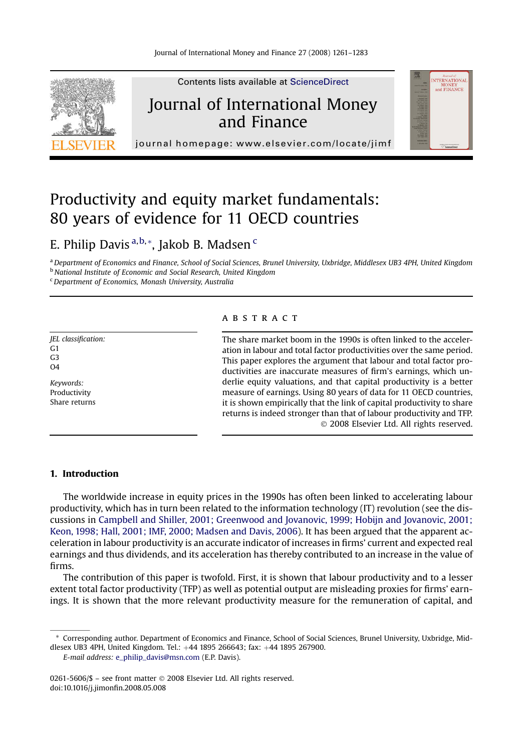# Productivity and equity market fundamentals: 80 years of evidence for 11 OECD countries

E. Philip Davis [a,b,*], Jakob B. Madsen [c]

[a] Department of Economics and Finance, School of Social Sciences, Brunel University, Uxbridge, Middlesex UB3 4PH, United Kingdom
[b] National Institute of Economic and Social Research, United Kingdom
[c] Department of Economics, Monash University, Australia

*JEL classification:*
G1
G3
O4

*Keywords:*
Productivity
Share returns

## A B S T R A C T

The share market boom in the 1990s is often linked to the acceleration in labour and total factor productivities over the same period. This paper explores the argument that labour and total factor productivities are inaccurate measures of firm's earnings, which underlie equity valuations, and that capital productivity is a better measure of earnings. Using 80 years of data for 11 OECD countries, it is shown empirically that the link of capital productivity to share returns is indeed stronger than that of labour productivity and TFP.

© 2008 Elsevier Ltd. All rights reserved.

## 1. Introduction

The worldwide increase in equity prices in the 1990s has often been linked to accelerating labour productivity, which has in turn been related to the information technology (IT) revolution (see the discussions in Campbell and Shiller, 2001; Greenwood and Jovanovic, 1999; Hobijn and Jovanovic, 2001; Keon, 1998; Hall, 2001; IMF, 2000; Madsen and Davis, 2006). It has been argued that the apparent acceleration in labour productivity is an accurate indicator of increases in firms' current and expected real earnings and thus dividends, and its acceleration has thereby contributed to an increase in the value of firms.

The contribution of this paper is twofold. First, it is shown that labour productivity and to a lesser extent total factor productivity (TFP) as well as potential output are misleading proxies for firms' earnings. It is shown that the more relevant productivity measure for the remuneration of capital, and

---

* Corresponding author. Department of Economics and Finance, School of Social Sciences, Brunel University, Uxbridge, Middlesex UB3 4PH, United Kingdom. Tel.: +44 1895 266643; fax: +44 1895 267900.
*E-mail address:* e_philip_davis@msn.com (E.P. Davis).

0261-5606/$ – see front matter © 2008 Elsevier Ltd. All rights reserved.
doi:10.1016/j.jimonfin.2008.05.008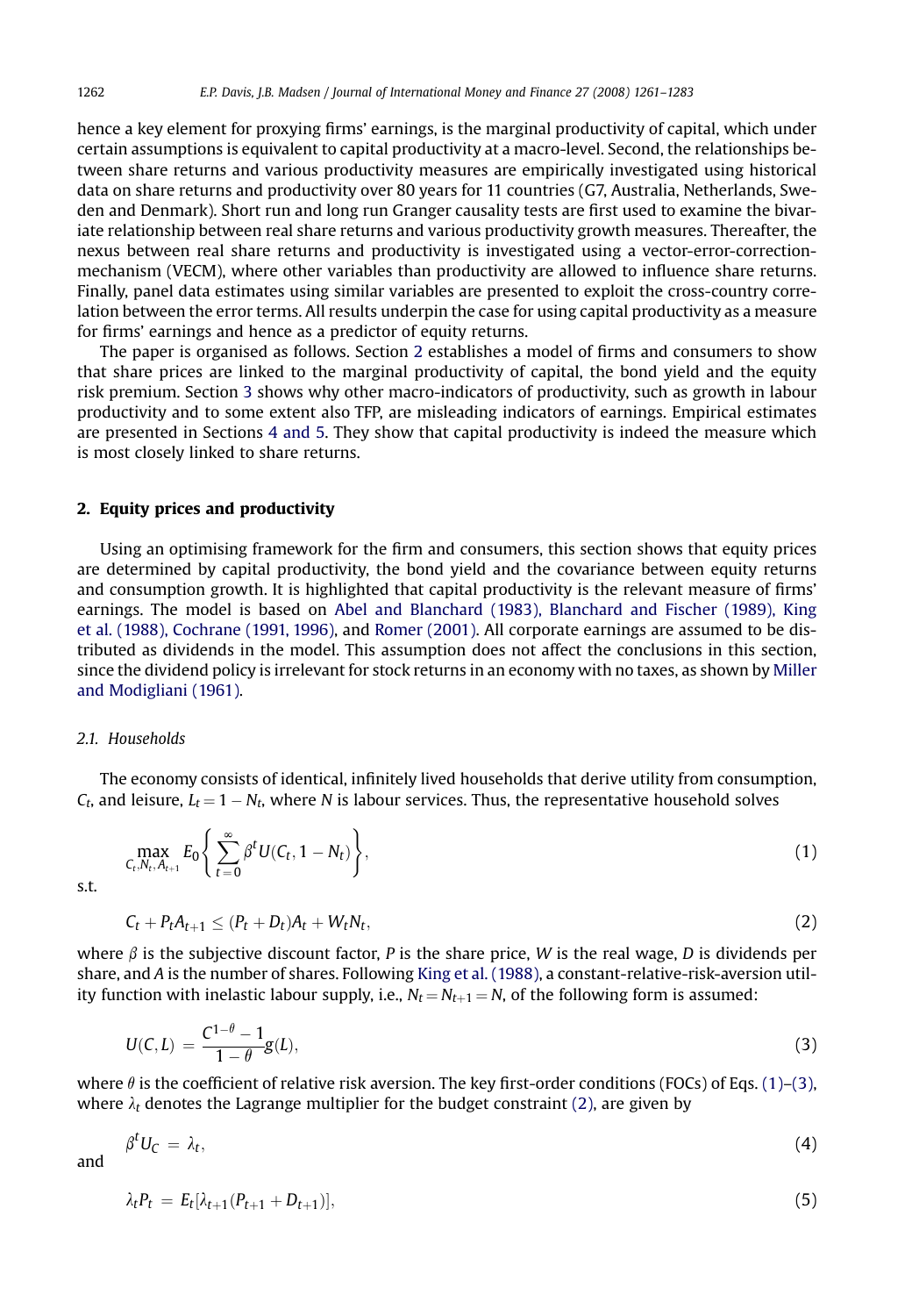hence a key element for proxying firms' earnings, is the marginal productivity of capital, which under certain assumptions is equivalent to capital productivity at a macro-level. Second, the relationships between share returns and various productivity measures are empirically investigated using historical data on share returns and productivity over 80 years for 11 countries (G7, Australia, Netherlands, Sweden and Denmark). Short run and long run Granger causality tests are first used to examine the bivariate relationship between real share returns and various productivity growth measures. Thereafter, the nexus between real share returns and productivity is investigated using a vector-error-correction-mechanism (VECM), where other variables than productivity are allowed to influence share returns. Finally, panel data estimates using similar variables are presented to exploit the cross-country correlation between the error terms. All results underpin the case for using capital productivity as a measure for firms' earnings and hence as a predictor of equity returns.

The paper is organised as follows. Section 2 establishes a model of firms and consumers to show that share prices are linked to the marginal productivity of capital, the bond yield and the equity risk premium. Section 3 shows why other macro-indicators of productivity, such as growth in labour productivity and to some extent also TFP, are misleading indicators of earnings. Empirical estimates are presented in Sections 4 and 5. They show that capital productivity is indeed the measure which is most closely linked to share returns.

## 2. Equity prices and productivity

Using an optimising framework for the firm and consumers, this section shows that equity prices are determined by capital productivity, the bond yield and the covariance between equity returns and consumption growth. It is highlighted that capital productivity is the relevant measure of firms' earnings. The model is based on Abel and Blanchard (1983), Blanchard and Fischer (1989), King et al. (1988), Cochrane (1991, 1996), and Romer (2001). All corporate earnings are assumed to be distributed as dividends in the model. This assumption does not affect the conclusions in this section, since the dividend policy is irrelevant for stock returns in an economy with no taxes, as shown by Miller and Modigliani (1961).

### *2.1. Households*

The economy consists of identical, infinitely lived households that derive utility from consumption, $C_t$, and leisure, $L_t = 1 - N_t$, where $N$ is labour services. Thus, the representative household solves

$$\max_{C_t, N_t, A_{t+1}} E_0\left\{\sum_{t=0}^{\infty} \beta^t U(C_t, 1 - N_t)\right\}, \tag{1}$$

s.t.

$$C_t + P_t A_{t+1} \leq (P_t + D_t)A_t + W_t N_t, \tag{2}$$

where $\beta$ is the subjective discount factor, $P$ is the share price, $W$ is the real wage, $D$ is dividends per share, and $A$ is the number of shares. Following King et al. (1988), a constant-relative-risk-aversion utility function with inelastic labour supply, i.e., $N_t = N_{t+1} = N$, of the following form is assumed:

$$U(C, L) = \frac{C^{1-\theta} - 1}{1 - \theta} g(L), \tag{3}$$

where $\theta$ is the coefficient of relative risk aversion. The key first-order conditions (FOCs) of Eqs. (1)–(3), where $\lambda_t$ denotes the Lagrange multiplier for the budget constraint (2), are given by

$$\beta^t U_C = \lambda_t, \tag{4}$$

and

$$\lambda_t P_t = E_t[\lambda_{t+1}(P_{t+1} + D_{t+1})], \tag{5}$$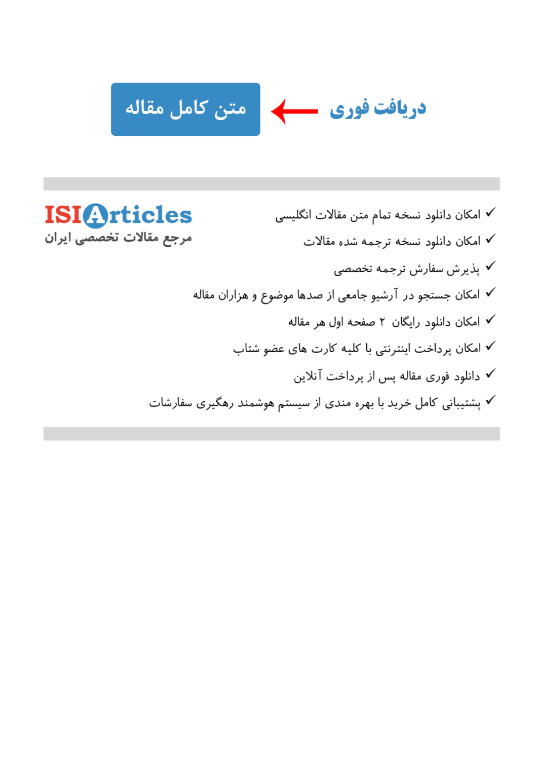دریافت فوری ← متن کامل مقاله

**ISIArticles**
مرجع مقالات تخصصی ایران

- ✓ امکان دانلود نسخه تمام متن مقالات انگلیسی
- ✓ امکان دانلود نسخه ترجمه شده مقالات
- ✓ پذیرش سفارش ترجمه تخصصی
- ✓ امکان جستجو در آرشیو جامعی از صدها موضوع و هزاران مقاله
- ✓ امکان دانلود رایگان ۲ صفحه اول هر مقاله
- ✓ امکان پرداخت اینترنتی با کلیه کارت های عضو شتاب
- ✓ دانلود فوری مقاله پس از پرداخت آنلاین
- ✓ پشتیبانی کامل خرید با بهره مندی از سیستم هوشمند رهگیری سفارشات